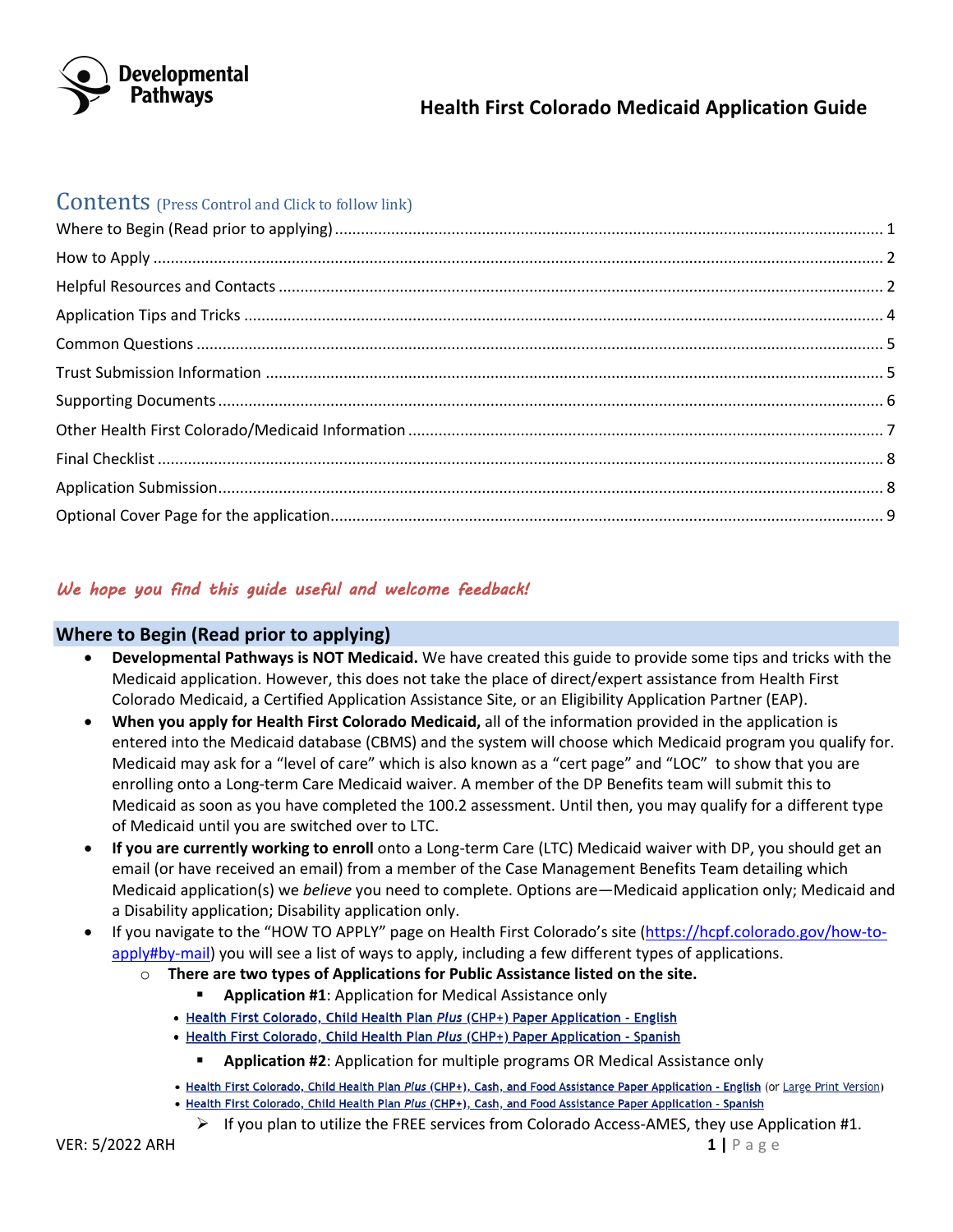# Health First Colorado Medicaid Application Guide

## Contents (Press Control and Click to follow link)

Where to Begin (Read prior to applying) ........ 1
How to Apply ........ 2
Helpful Resources and Contacts ........ 2
Application Tips and Tricks ........ 4
Common Questions ........ 5
Trust Submission Information ........ 5
Supporting Documents ........ 6
Other Health First Colorado/Medicaid Information ........ 7
Final Checklist ........ 8
Application Submission ........ 8
Optional Cover Page for the application ........ 9

*We hope you find this guide useful and welcome feedback!*

## Where to Begin (Read prior to applying)

- **Developmental Pathways is NOT Medicaid.** We have created this guide to provide some tips and tricks with the Medicaid application. However, this does not take the place of direct/expert assistance from Health First Colorado Medicaid, a Certified Application Assistance Site, or an Eligibility Application Partner (EAP).
- **When you apply for Health First Colorado Medicaid,** all of the information provided in the application is entered into the Medicaid database (CBMS) and the system will choose which Medicaid program you qualify for. Medicaid may ask for a "level of care" which is also known as a "cert page" and "LOC" to show that you are enrolling onto a Long-term Care Medicaid waiver. A member of the DP Benefits team will submit this to Medicaid as soon as you have completed the 100.2 assessment. Until then, you may qualify for a different type of Medicaid until you are switched over to LTC.
- **If you are currently working to enroll** onto a Long-term Care (LTC) Medicaid waiver with DP, you should get an email (or have received an email) from a member of the Case Management Benefits Team detailing which Medicaid application(s) we *believe* you need to complete. Options are—Medicaid application only; Medicaid and a Disability application; Disability application only.
- If you navigate to the "HOW TO APPLY" page on Health First Colorado's site (https://hcpf.colorado.gov/how-to-apply#by-mail) you will see a list of ways to apply, including a few different types of applications.
  - **There are two types of Applications for Public Assistance listed on the site.**
    - **Application #1**: Application for Medical Assistance only
      - Health First Colorado, Child Health Plan *Plus* (CHP+) Paper Application - English
      - Health First Colorado, Child Health Plan *Plus* (CHP+) Paper Application - Spanish
    - **Application #2**: Application for multiple programs OR Medical Assistance only
      - Health First Colorado, Child Health Plan *Plus* (CHP+), Cash, and Food Assistance Paper Application - English (or Large Print Version)
      - Health First Colorado, Child Health Plan *Plus* (CHP+), Cash, and Food Assistance Paper Application - Spanish
      - If you plan to utilize the FREE services from Colorado Access-AMES, they use Application #1.

VER: 5/2022 ARH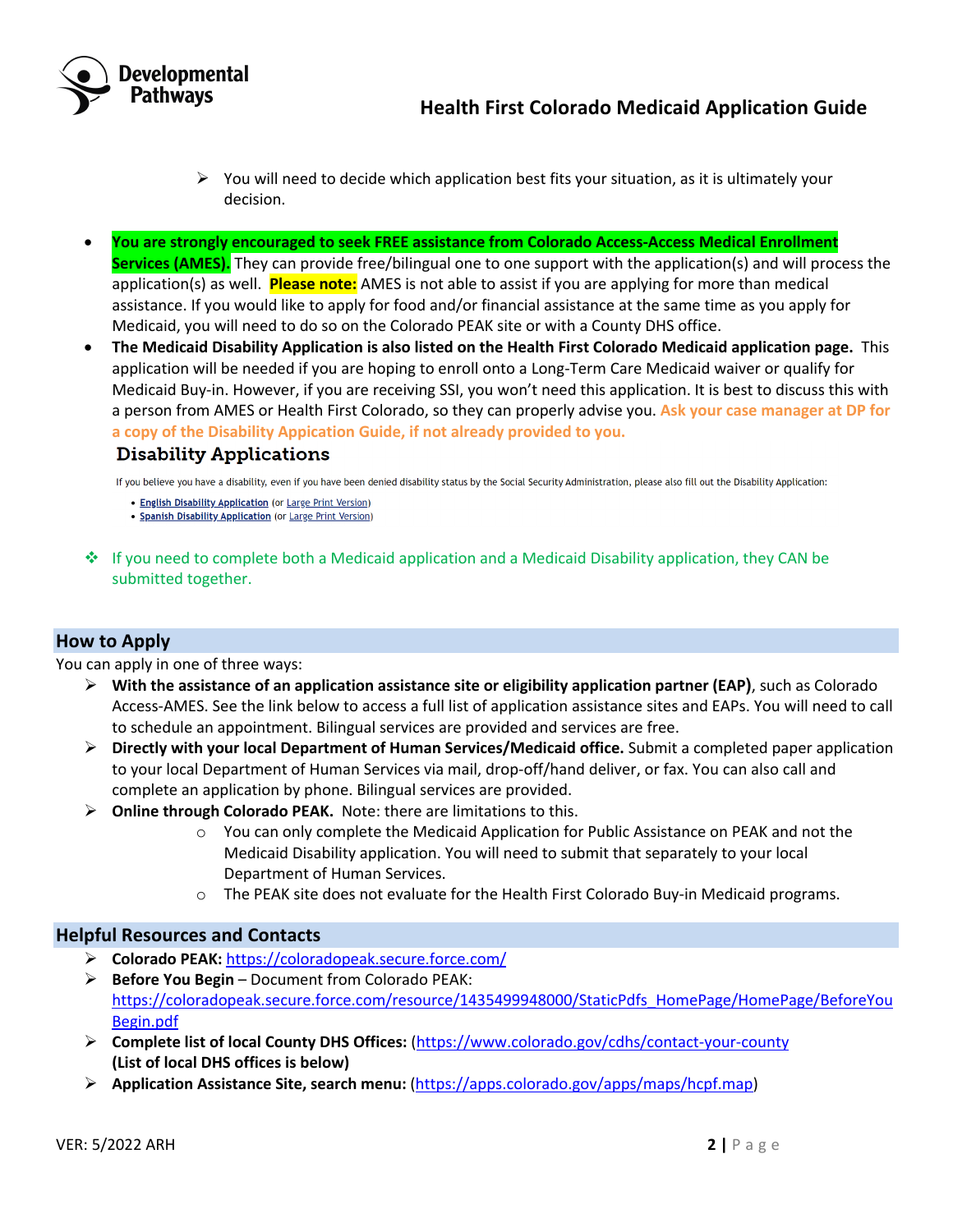- You will need to decide which application best fits your situation, as it is ultimately your decision.

- **You are strongly encouraged to seek FREE assistance from Colorado Access-Access Medical Enrollment Services (AMES).** They can provide free/bilingual one to one support with the application(s) and will process the application(s) as well. **Please note:** AMES is not able to assist if you are applying for more than medical assistance. If you would like to apply for food and/or financial assistance at the same time as you apply for Medicaid, you will need to do so on the Colorado PEAK site or with a County DHS office.
- **The Medicaid Disability Application is also listed on the Health First Colorado Medicaid application page.** This application will be needed if you are hoping to enroll onto a Long-Term Care Medicaid waiver or qualify for Medicaid Buy-in. However, if you are receiving SSI, you won't need this application. It is best to discuss this with a person from AMES or Health First Colorado, so they can properly advise you. Ask your case manager at DP for a copy of the Disability Appication Guide, if not already provided to you.

### Disability Applications

If you believe you have a disability, even if you have been denied disability status by the Social Security Administration, please also fill out the Disability Application:

- **English Disability Application** (or Large Print Version)
- **Spanish Disability Application** (or Large Print Version)

- If you need to complete both a Medicaid application and a Medicaid Disability application, they CAN be submitted together.

## How to Apply

You can apply in one of three ways:

- **With the assistance of an application assistance site or eligibility application partner (EAP)**, such as Colorado Access-AMES. See the link below to access a full list of application assistance sites and EAPs. You will need to call to schedule an appointment. Bilingual services are provided and services are free.
- **Directly with your local Department of Human Services/Medicaid office.** Submit a completed paper application to your local Department of Human Services via mail, drop-off/hand deliver, or fax. You can also call and complete an application by phone. Bilingual services are provided.
- **Online through Colorado PEAK.** Note: there are limitations to this.
  - You can only complete the Medicaid Application for Public Assistance on PEAK and not the Medicaid Disability application. You will need to submit that separately to your local Department of Human Services.
  - The PEAK site does not evaluate for the Health First Colorado Buy-in Medicaid programs.

## Helpful Resources and Contacts

- **Colorado PEAK:** https://coloradopeak.secure.force.com/
- **Before You Begin** – Document from Colorado PEAK: https://coloradopeak.secure.force.com/resource/1435499948000/StaticPdfs_HomePage/HomePage/BeforeYouBegin.pdf
- **Complete list of local County DHS Offices:** (https://www.colorado.gov/cdhs/contact-your-county **(List of local DHS offices is below)**
- **Application Assistance Site, search menu:** (https://apps.colorado.gov/apps/maps/hcpf.map)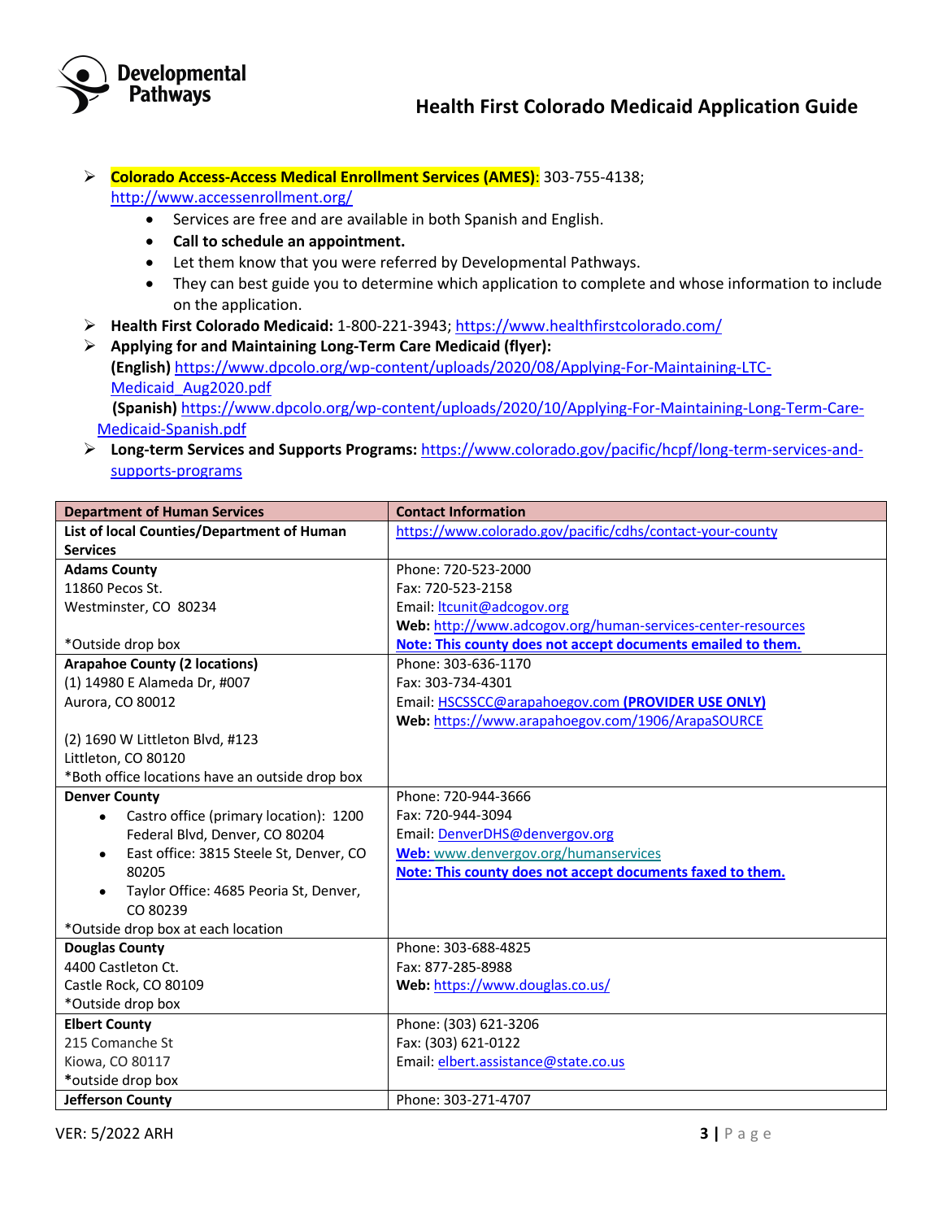- **Colorado Access-Access Medical Enrollment Services (AMES)**: 303-755-4138; http://www.accessenrollment.org/
  - Services are free and are available in both Spanish and English.
  - **Call to schedule an appointment.**
  - Let them know that you were referred by Developmental Pathways.
  - They can best guide you to determine which application to complete and whose information to include on the application.
- **Health First Colorado Medicaid:** 1-800-221-3943; https://www.healthfirstcolorado.com/
- **Applying for and Maintaining Long-Term Care Medicaid (flyer):**
  **(English)** https://www.dpcolo.org/wp-content/uploads/2020/08/Applying-For-Maintaining-LTC-Medicaid_Aug2020.pdf
  **(Spanish)** https://www.dpcolo.org/wp-content/uploads/2020/10/Applying-For-Maintaining-Long-Term-Care-Medicaid-Spanish.pdf
- **Long-term Services and Supports Programs:** https://www.colorado.gov/pacific/hcpf/long-term-services-and-supports-programs

| Department of Human Services | Contact Information |
|---|---|
| **List of local Counties/Department of Human Services** | https://www.colorado.gov/pacific/cdhs/contact-your-county |
| **Adams County**<br>11860 Pecos St.<br>Westminster, CO 80234<br><br>*Outside drop box | Phone: 720-523-2000<br>Fax: 720-523-2158<br>Email: ltcunit@adcogov.org<br>**Web:** http://www.adcogov.org/human-services-center-resources<br>**Note: This county does not accept documents emailed to them.** |
| **Arapahoe County (2 locations)**<br>(1) 14980 E Alameda Dr, #007<br>Aurora, CO 80012<br><br>(2) 1690 W Littleton Blvd, #123<br>Littleton, CO 80120<br>*Both office locations have an outside drop box | Phone: 303-636-1170<br>Fax: 303-734-4301<br>Email: HSCSSCC@arapahoegov.com **(PROVIDER USE ONLY)**<br>**Web:** https://www.arapahoegov.com/1906/ArapaSOURCE |
| **Denver County**<br>• Castro office (primary location): 1200 Federal Blvd, Denver, CO 80204<br>• East office: 3815 Steele St, Denver, CO 80205<br>• Taylor Office: 4685 Peoria St, Denver, CO 80239<br>*Outside drop box at each location | Phone: 720-944-3666<br>Fax: 720-944-3094<br>Email: DenverDHS@denvergov.org<br>**Web:** www.denvergov.org/humanservices<br>**Note: This county does not accept documents faxed to them.** |
| **Douglas County**<br>4400 Castleton Ct.<br>Castle Rock, CO 80109<br>*Outside drop box | Phone: 303-688-4825<br>Fax: 877-285-8988<br>**Web:** https://www.douglas.co.us/ |
| **Elbert County**<br>215 Comanche St<br>Kiowa, CO 80117<br>***outside drop box** | Phone: (303) 621-3206<br>Fax: (303) 621-0122<br>Email: elbert.assistance@state.co.us |
| **Jefferson County** | Phone: 303-271-4707 |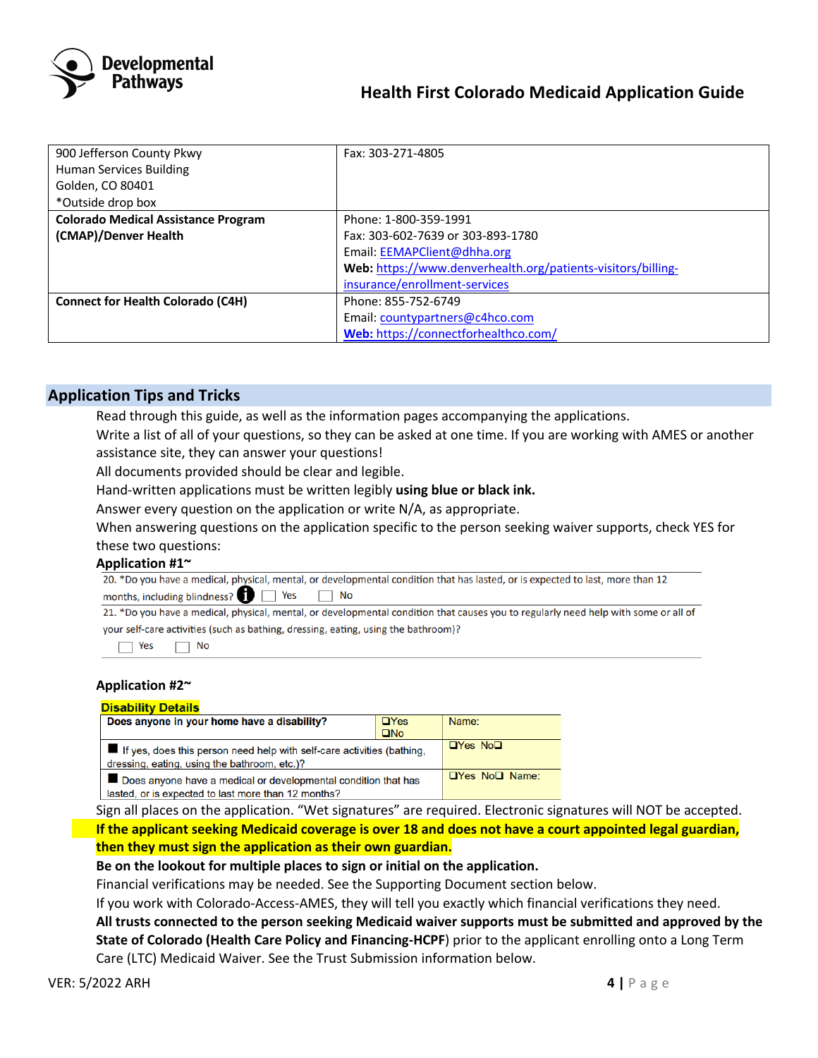| | |
|---|---|
| 900 Jefferson County Pkwy<br>Human Services Building<br>Golden, CO 80401<br>*Outside drop box | Fax: 303-271-4805 |
| **Colorado Medical Assistance Program (CMAP)/Denver Health** | Phone: 1-800-359-1991<br>Fax: 303-602-7639 or 303-893-1780<br>Email: EEMAPClient@dhha.org<br>**Web:** https://www.denverhealth.org/patients-visitors/billing-insurance/enrollment-services |
| **Connect for Health Colorado (C4H)** | Phone: 855-752-6749<br>Email: countypartners@c4hco.com<br>**Web:** https://connectforhealthco.com/ |

## Application Tips and Tricks

Read through this guide, as well as the information pages accompanying the applications.

Write a list of all of your questions, so they can be asked at one time. If you are working with AMES or another assistance site, they can answer your questions!

All documents provided should be clear and legible.

Hand-written applications must be written legibly **using blue or black ink.**

Answer every question on the application or write N/A, as appropriate.

When answering questions on the application specific to the person seeking waiver supports, check YES for these two questions:

**Application #1~**

20. *Do you have a medical, physical, mental, or developmental condition that has lasted, or is expected to last, more than 12 months, including blindness? ☐ Yes ☐ No

21. *Do you have a medical, physical, mental, or developmental condition that causes you to regularly need help with some or all of your self-care activities (such as bathing, dressing, eating, using the bathroom)?
☐ Yes ☐ No

**Application #2~**

**Disability Details**

| Does anyone in your home have a disability? | ❑Yes ❑No | Name: |
|---|---|---|
| ■ If yes, does this person need help with self-care activities (bathing, dressing, eating, using the bathroom, etc.)? | | ❑Yes No❑ |
| ■ Does anyone have a medical or developmental condition that has lasted, or is expected to last more than 12 months? | | ❑Yes No❑ Name: |

Sign all places on the application. "Wet signatures" are required. Electronic signatures will NOT be accepted.

**If the applicant seeking Medicaid coverage is over 18 and does not have a court appointed legal guardian, then they must sign the application as their own guardian.**

**Be on the lookout for multiple places to sign or initial on the application.**

Financial verifications may be needed. See the Supporting Document section below.

If you work with Colorado-Access-AMES, they will tell you exactly which financial verifications they need.

**All trusts connected to the person seeking Medicaid waiver supports must be submitted and approved by the State of Colorado (Health Care Policy and Financing-HCPF)** prior to the applicant enrolling onto a Long Term Care (LTC) Medicaid Waiver. See the Trust Submission information below.

VER: 5/2022 ARH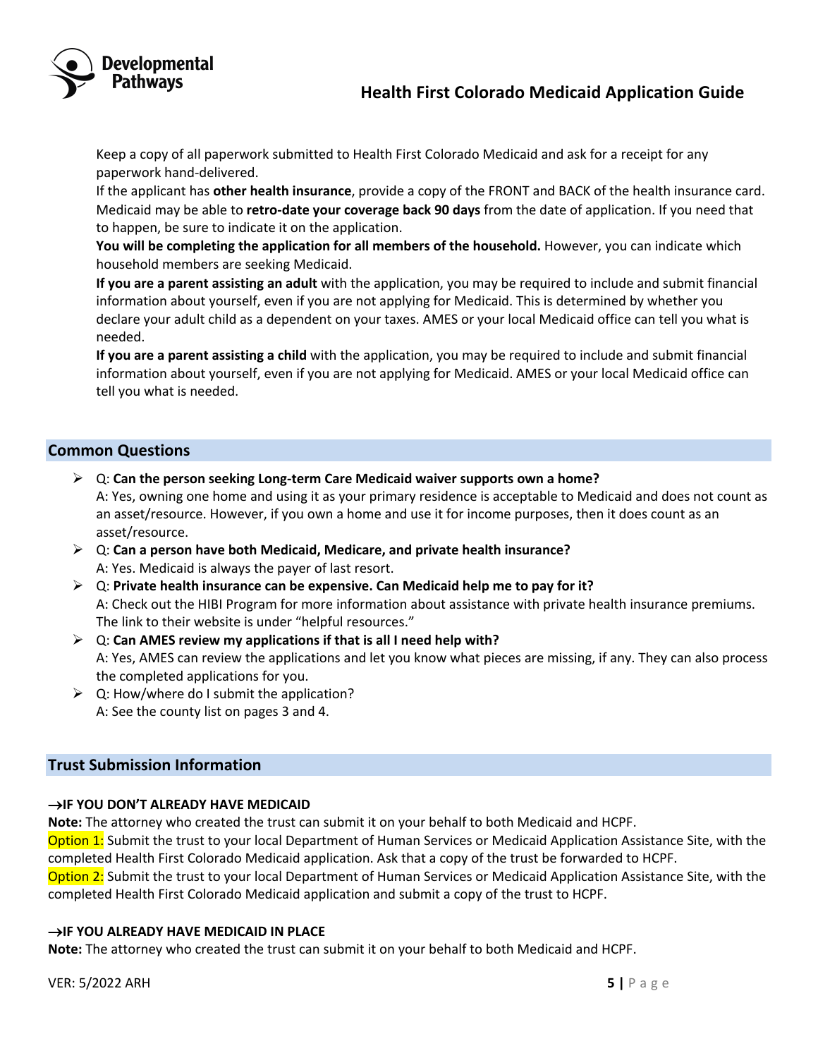Keep a copy of all paperwork submitted to Health First Colorado Medicaid and ask for a receipt for any paperwork hand-delivered.

If the applicant has **other health insurance**, provide a copy of the FRONT and BACK of the health insurance card.

Medicaid may be able to **retro-date your coverage back 90 days** from the date of application. If you need that to happen, be sure to indicate it on the application.

**You will be completing the application for all members of the household.** However, you can indicate which household members are seeking Medicaid.

**If you are a parent assisting an adult** with the application, you may be required to include and submit financial information about yourself, even if you are not applying for Medicaid. This is determined by whether you declare your adult child as a dependent on your taxes. AMES or your local Medicaid office can tell you what is needed.

**If you are a parent assisting a child** with the application, you may be required to include and submit financial information about yourself, even if you are not applying for Medicaid. AMES or your local Medicaid office can tell you what is needed.

## Common Questions

- Q: **Can the person seeking Long-term Care Medicaid waiver supports own a home?**
  A: Yes, owning one home and using it as your primary residence is acceptable to Medicaid and does not count as an asset/resource. However, if you own a home and use it for income purposes, then it does count as an asset/resource.
- Q: **Can a person have both Medicaid, Medicare, and private health insurance?**
  A: Yes. Medicaid is always the payer of last resort.
- Q: **Private health insurance can be expensive. Can Medicaid help me to pay for it?**
  A: Check out the HIBI Program for more information about assistance with private health insurance premiums. The link to their website is under "helpful resources."
- Q: **Can AMES review my applications if that is all I need help with?**
  A: Yes, AMES can review the applications and let you know what pieces are missing, if any. They can also process the completed applications for you.
- Q: How/where do I submit the application?
  A: See the county list on pages 3 and 4.

## Trust Submission Information

**→IF YOU DON'T ALREADY HAVE MEDICAID**

**Note:** The attorney who created the trust can submit it on your behalf to both Medicaid and HCPF.

Option 1: Submit the trust to your local Department of Human Services or Medicaid Application Assistance Site, with the completed Health First Colorado Medicaid application. Ask that a copy of the trust be forwarded to HCPF.

Option 2: Submit the trust to your local Department of Human Services or Medicaid Application Assistance Site, with the completed Health First Colorado Medicaid application and submit a copy of the trust to HCPF.

**→IF YOU ALREADY HAVE MEDICAID IN PLACE**

**Note:** The attorney who created the trust can submit it on your behalf to both Medicaid and HCPF.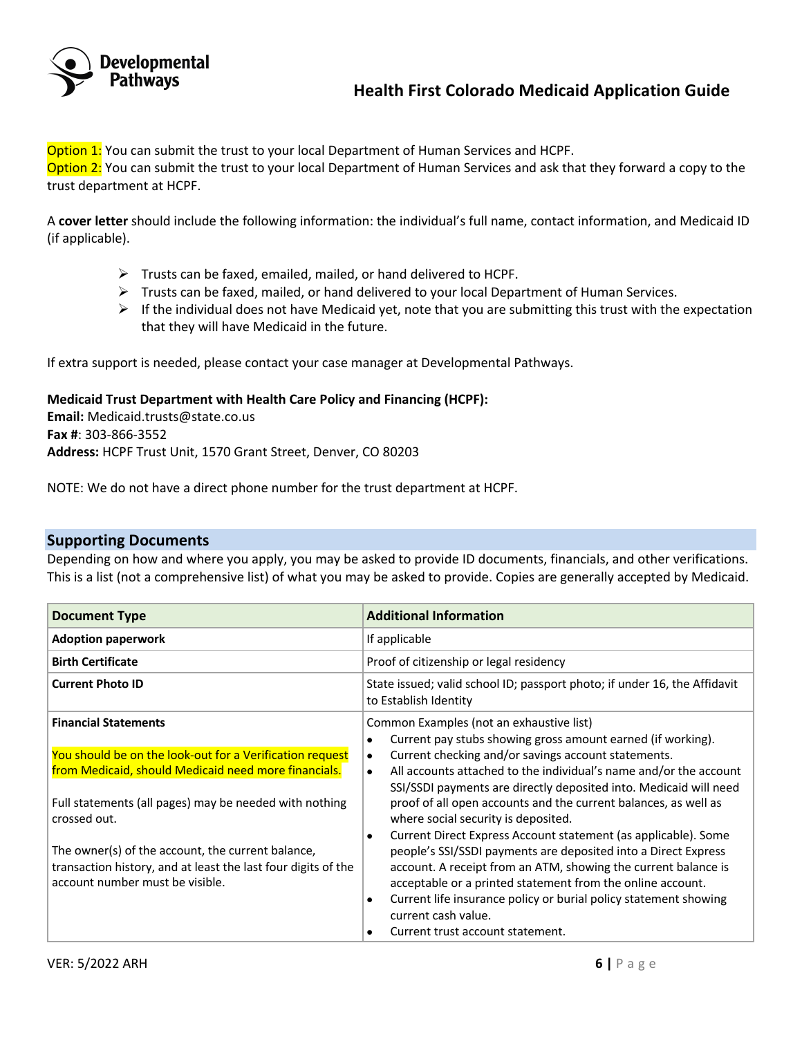Option 1: You can submit the trust to your local Department of Human Services and HCPF.
Option 2: You can submit the trust to your local Department of Human Services and ask that they forward a copy to the trust department at HCPF.

A **cover letter** should include the following information: the individual's full name, contact information, and Medicaid ID (if applicable).

- Trusts can be faxed, emailed, mailed, or hand delivered to HCPF.
- Trusts can be faxed, mailed, or hand delivered to your local Department of Human Services.
- If the individual does not have Medicaid yet, note that you are submitting this trust with the expectation that they will have Medicaid in the future.

If extra support is needed, please contact your case manager at Developmental Pathways.

**Medicaid Trust Department with Health Care Policy and Financing (HCPF):**
**Email:** Medicaid.trusts@state.co.us
**Fax #**: 303-866-3552
**Address:** HCPF Trust Unit, 1570 Grant Street, Denver, CO 80203

NOTE: We do not have a direct phone number for the trust department at HCPF.

## Supporting Documents

Depending on how and where you apply, you may be asked to provide ID documents, financials, and other verifications. This is a list (not a comprehensive list) of what you may be asked to provide. Copies are generally accepted by Medicaid.

| Document Type | Additional Information |
|---|---|
| **Adoption paperwork** | If applicable |
| **Birth Certificate** | Proof of citizenship or legal residency |
| **Current Photo ID** | State issued; valid school ID; passport photo; if under 16, the Affidavit to Establish Identity |
| **Financial Statements**<br><br>You should be on the look-out for a Verification request from Medicaid, should Medicaid need more financials.<br><br>Full statements (all pages) may be needed with nothing crossed out.<br><br>The owner(s) of the account, the current balance, transaction history, and at least the last four digits of the account number must be visible. | Common Examples (not an exhaustive list)<br>• Current pay stubs showing gross amount earned (if working).<br>• Current checking and/or savings account statements.<br>• All accounts attached to the individual's name and/or the account SSI/SSDI payments are directly deposited into. Medicaid will need proof of all open accounts and the current balances, as well as where social security is deposited.<br>• Current Direct Express Account statement (as applicable). Some people's SSI/SSDI payments are deposited into a Direct Express account. A receipt from an ATM, showing the current balance is acceptable or a printed statement from the online account.<br>• Current life insurance policy or burial policy statement showing current cash value.<br>• Current trust account statement. |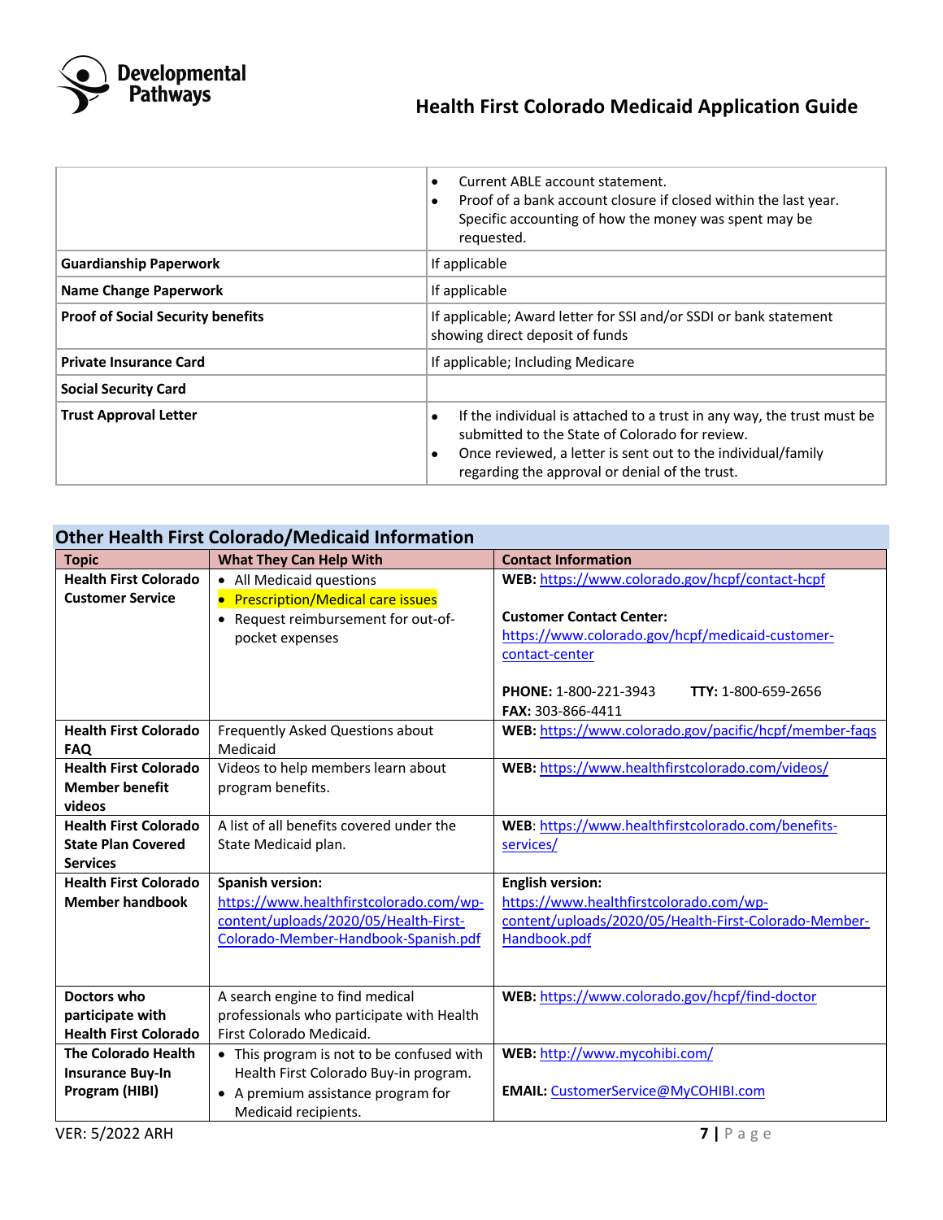| | |
|---|---|
| | • Current ABLE account statement.<br>• Proof of a bank account closure if closed within the last year. Specific accounting of how the money was spent may be requested. |
| **Guardianship Paperwork** | If applicable |
| **Name Change Paperwork** | If applicable |
| **Proof of Social Security benefits** | If applicable; Award letter for SSI and/or SSDI or bank statement showing direct deposit of funds |
| **Private Insurance Card** | If applicable; Including Medicare |
| **Social Security Card** | |
| **Trust Approval Letter** | • If the individual is attached to a trust in any way, the trust must be submitted to the State of Colorado for review.<br>• Once reviewed, a letter is sent out to the individual/family regarding the approval or denial of the trust. |

## Other Health First Colorado/Medicaid Information

| Topic | What They Can Help With | Contact Information |
|---|---|---|
| **Health First Colorado Customer Service** | • All Medicaid questions<br>• Prescription/Medical care issues<br>• Request reimbursement for out-of-pocket expenses | **WEB:** https://www.colorado.gov/hcpf/contact-hcpf<br><br>**Customer Contact Center:** https://www.colorado.gov/hcpf/medicaid-customer-contact-center<br><br>**PHONE:** 1-800-221-3943 **TTY:** 1-800-659-2656<br>**FAX:** 303-866-4411 |
| **Health First Colorado FAQ** | Frequently Asked Questions about Medicaid | **WEB:** https://www.colorado.gov/pacific/hcpf/member-faqs |
| **Health First Colorado Member benefit videos** | Videos to help members learn about program benefits. | **WEB:** https://www.healthfirstcolorado.com/videos/ |
| **Health First Colorado State Plan Covered Services** | A list of all benefits covered under the State Medicaid plan. | **WEB**: https://www.healthfirstcolorado.com/benefits-services/ |
| **Health First Colorado Member handbook** | **Spanish version:** https://www.healthfirstcolorado.com/wp-content/uploads/2020/05/Health-First-Colorado-Member-Handbook-Spanish.pdf | **English version:** https://www.healthfirstcolorado.com/wp-content/uploads/2020/05/Health-First-Colorado-Member-Handbook.pdf |
| **Doctors who participate with Health First Colorado** | A search engine to find medical professionals who participate with Health First Colorado Medicaid. | **WEB:** https://www.colorado.gov/hcpf/find-doctor |
| **The Colorado Health Insurance Buy-In Program (HIBI)** | • This program is not to be confused with Health First Colorado Buy-in program.<br>• A premium assistance program for Medicaid recipients. | **WEB:** http://www.mycohibi.com/<br><br>**EMAIL:** CustomerService@MyCOHIBI.com |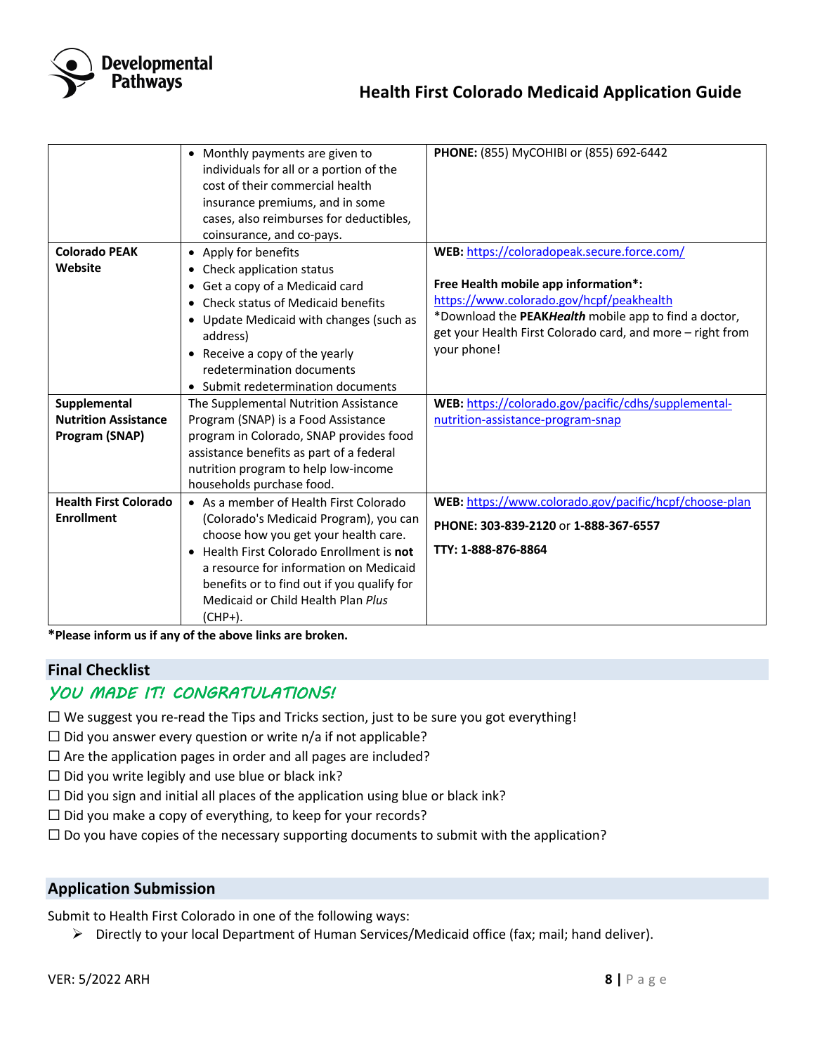| | | |
|---|---|---|
| | • Monthly payments are given to individuals for all or a portion of the cost of their commercial health insurance premiums, and in some cases, also reimburses for deductibles, coinsurance, and co-pays. | **PHONE:** (855) MyCOHIBI or (855) 692-6442 |
| **Colorado PEAK Website** | • Apply for benefits<br>• Check application status<br>• Get a copy of a Medicaid card<br>• Check status of Medicaid benefits<br>• Update Medicaid with changes (such as address)<br>• Receive a copy of the yearly redetermination documents<br>• Submit redetermination documents | **WEB:** https://coloradopeak.secure.force.com/<br><br>**Free Health mobile app information*:**<br>https://www.colorado.gov/hcpf/peakhealth<br>*Download the **PEAK*Health*** mobile app to find a doctor, get your Health First Colorado card, and more – right from your phone! |
| **Supplemental Nutrition Assistance Program (SNAP)** | The Supplemental Nutrition Assistance Program (SNAP) is a Food Assistance program in Colorado, SNAP provides food assistance benefits as part of a federal nutrition program to help low-income households purchase food. | **WEB:** https://colorado.gov/pacific/cdhs/supplemental-nutrition-assistance-program-snap |
| **Health First Colorado Enrollment** | • As a member of Health First Colorado (Colorado's Medicaid Program), you can choose how you get your health care.<br>• Health First Colorado Enrollment is **not** a resource for information on Medicaid benefits or to find out if you qualify for Medicaid or Child Health Plan *Plus* (CHP+). | **WEB:** https://www.colorado.gov/pacific/hcpf/choose-plan<br><br>**PHONE: 303-839-2120** or **1-888-367-6557**<br><br>**TTY: 1-888-876-8864** |

***Please inform us if any of the above links are broken.**

## Final Checklist

### *YOU MADE IT! CONGRATULATIONS!*

☐ We suggest you re-read the Tips and Tricks section, just to be sure you got everything!
☐ Did you answer every question or write n/a if not applicable?
☐ Are the application pages in order and all pages are included?
☐ Did you write legibly and use blue or black ink?
☐ Did you sign and initial all places of the application using blue or black ink?
☐ Did you make a copy of everything, to keep for your records?
☐ Do you have copies of the necessary supporting documents to submit with the application?

## Application Submission

Submit to Health First Colorado in one of the following ways:

- Directly to your local Department of Human Services/Medicaid office (fax; mail; hand deliver).

VER: 5/2022 ARH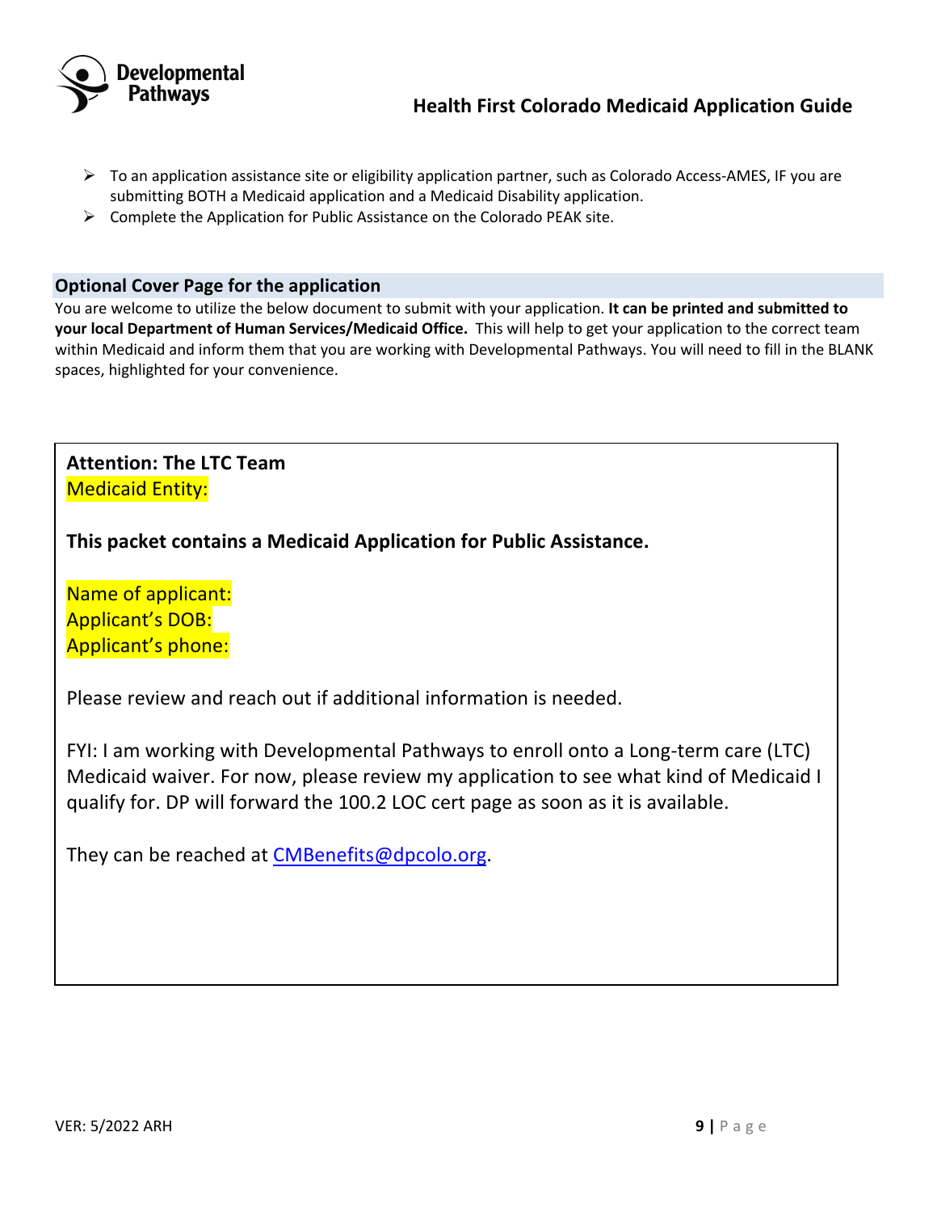- To an application assistance site or eligibility application partner, such as Colorado Access-AMES, IF you are submitting BOTH a Medicaid application and a Medicaid Disability application.
- Complete the Application for Public Assistance on the Colorado PEAK site.

## Optional Cover Page for the application

You are welcome to utilize the below document to submit with your application. **It can be printed and submitted to your local Department of Human Services/Medicaid Office.** This will help to get your application to the correct team within Medicaid and inform them that you are working with Developmental Pathways. You will need to fill in the BLANK spaces, highlighted for your convenience.

---

**Attention: The LTC Team**
Medicaid Entity:

**This packet contains a Medicaid Application for Public Assistance.**

Name of applicant:
Applicant's DOB:
Applicant's phone:

Please review and reach out if additional information is needed.

FYI: I am working with Developmental Pathways to enroll onto a Long-term care (LTC) Medicaid waiver. For now, please review my application to see what kind of Medicaid I qualify for. DP will forward the 100.2 LOC cert page as soon as it is available.

They can be reached at CMBenefits@dpcolo.org.

---

VER: 5/2022 ARH